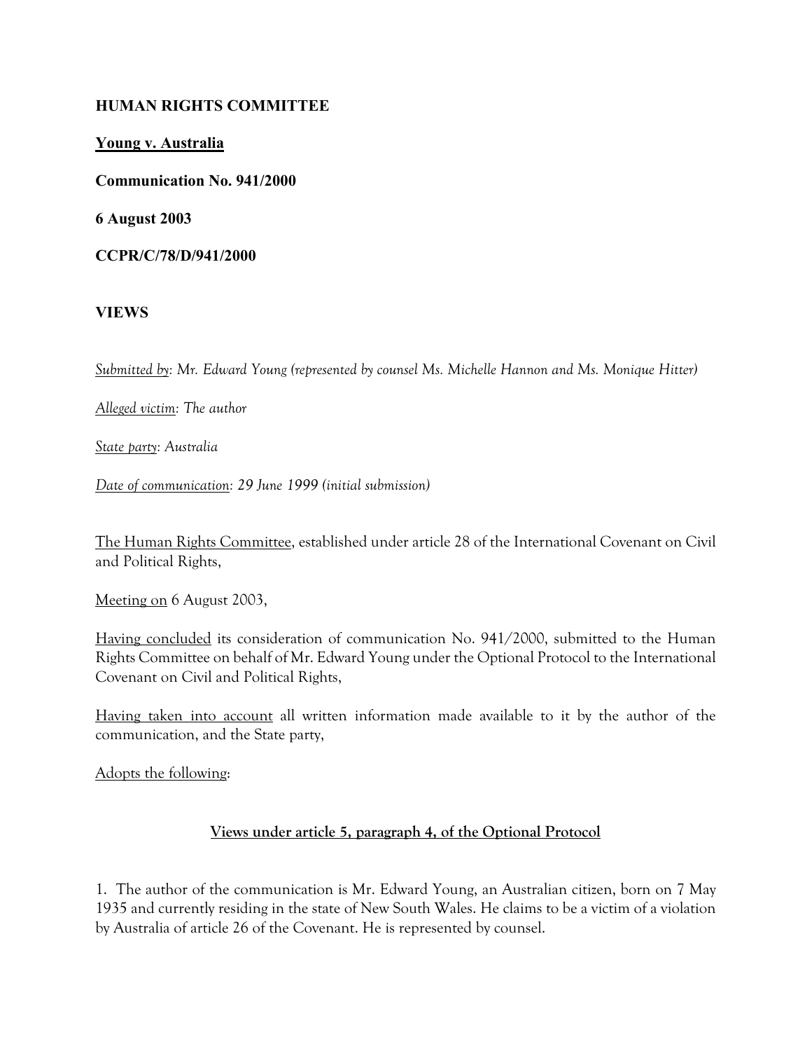**HUMAN RIGHTS COMMITTEE**

**Young v. Australia**

**Communication No. 941/2000**

**6 August 2003**

**CCPR/C/78/D/941/2000**

**VIEWS**

*Submitted by: Mr. Edward Young (represented by counsel Ms. Michelle Hannon and Ms. Monique Hitter)*

*Alleged victim: The author*

*State party: Australia*

*Date of communication: 29 June 1999 (initial submission)*

The Human Rights Committee, established under article 28 of the International Covenant on Civil and Political Rights,

Meeting on 6 August 2003,

Having concluded its consideration of communication No. 941/2000, submitted to the Human Rights Committee on behalf of Mr. Edward Young under the Optional Protocol to the International Covenant on Civil and Political Rights,

Having taken into account all written information made available to it by the author of the communication, and the State party,

Adopts the following:

**Views under article 5, paragraph 4, of the Optional Protocol**

1. The author of the communication is Mr. Edward Young, an Australian citizen, born on 7 May 1935 and currently residing in the state of New South Wales. He claims to be a victim of a violation by Australia of article 26 of the Covenant. He is represented by counsel.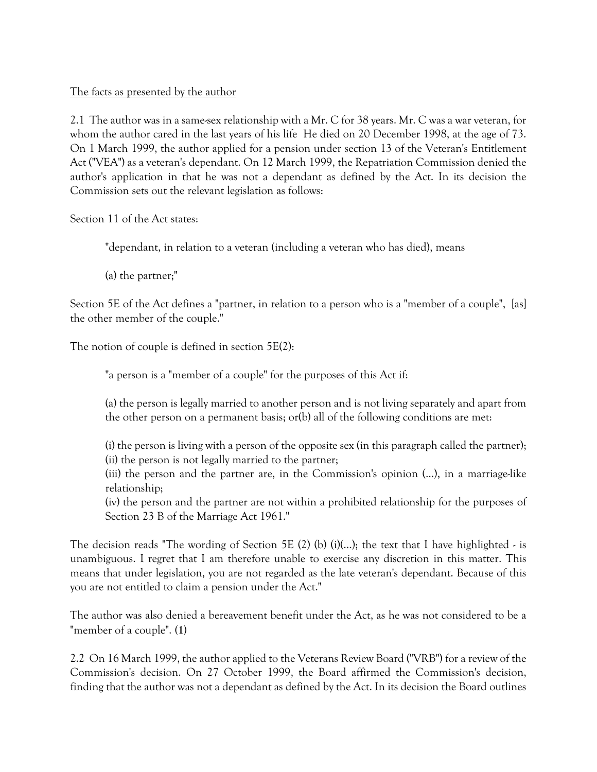The facts as presented by the author

2.1 The author was in a same-sex relationship with a Mr. C for 38 years. Mr. C was a war veteran, for whom the author cared in the last years of his life He died on 20 December 1998, at the age of 73. On 1 March 1999, the author applied for a pension under section 13 of the Veteran's Entitlement Act ("VEA") as a veteran's dependant. On 12 March 1999, the Repatriation Commission denied the author's application in that he was not a dependant as defined by the Act. In its decision the Commission sets out the relevant legislation as follows:

Section 11 of the Act states:

> "dependant, in relation to a veteran (including a veteran who has died), means
>
> (a) the partner;"

Section 5E of the Act defines a "partner, in relation to a person who is a "member of a couple", [as] the other member of the couple."

The notion of couple is defined in section 5E(2):

> "a person is a "member of a couple" for the purposes of this Act if:
>
> (a) the person is legally married to another person and is not living separately and apart from the other person on a permanent basis; or(b) all of the following conditions are met:
>
> (i) the person is living with a person of the opposite sex (in this paragraph called the partner);
> (ii) the person is not legally married to the partner;
> (iii) the person and the partner are, in the Commission's opinion (...), in a marriage-like relationship;
> (iv) the person and the partner are not within a prohibited relationship for the purposes of Section 23 B of the Marriage Act 1961."

The decision reads "The wording of Section 5E (2) (b) (i)(...); the text that I have highlighted - is unambiguous. I regret that I am therefore unable to exercise any discretion in this matter. This means that under legislation, you are not regarded as the late veteran's dependant. Because of this you are not entitled to claim a pension under the Act."

The author was also denied a bereavement benefit under the Act, as he was not considered to be a "member of a couple". (1)

2.2 On 16 March 1999, the author applied to the Veterans Review Board ("VRB") for a review of the Commission's decision. On 27 October 1999, the Board affirmed the Commission's decision, finding that the author was not a dependant as defined by the Act. In its decision the Board outlines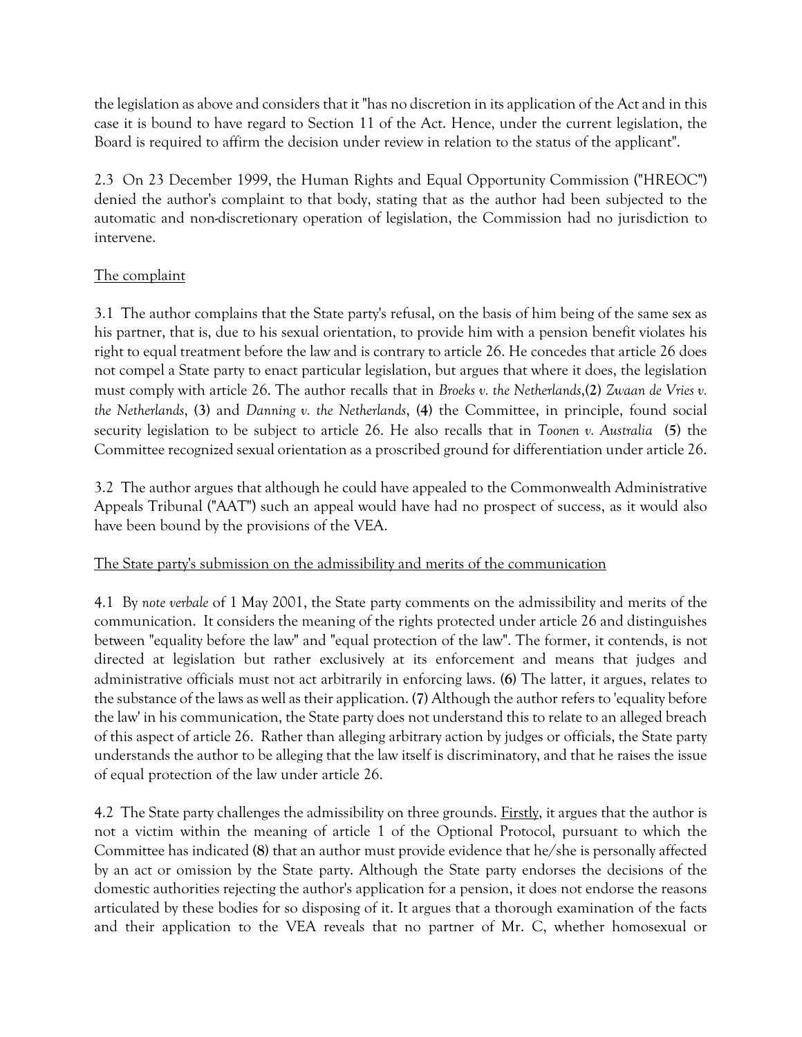the legislation as above and considers that it "has no discretion in its application of the Act and in this case it is bound to have regard to Section 11 of the Act. Hence, under the current legislation, the Board is required to affirm the decision under review in relation to the status of the applicant".

2.3 On 23 December 1999, the Human Rights and Equal Opportunity Commission ("HREOC") denied the author's complaint to that body, stating that as the author had been subjected to the automatic and non-discretionary operation of legislation, the Commission had no jurisdiction to intervene.

The complaint

3.1 The author complains that the State party's refusal, on the basis of him being of the same sex as his partner, that is, due to his sexual orientation, to provide him with a pension benefit violates his right to equal treatment before the law and is contrary to article 26. He concedes that article 26 does not compel a State party to enact particular legislation, but argues that where it does, the legislation must comply with article 26. The author recalls that in *Broeks v. the Netherlands*,**(2)** *Zwaan de Vries v. the Netherlands*, **(3)** and *Danning v. the Netherlands*, **(4)** the Committee, in principle, found social security legislation to be subject to article 26. He also recalls that in *Toonen v. Australia* **(5)** the Committee recognized sexual orientation as a proscribed ground for differentiation under article 26.

3.2 The author argues that although he could have appealed to the Commonwealth Administrative Appeals Tribunal ("AAT") such an appeal would have had no prospect of success, as it would also have been bound by the provisions of the VEA.

The State party's submission on the admissibility and merits of the communication

4.1 By *note verbale* of 1 May 2001, the State party comments on the admissibility and merits of the communication. It considers the meaning of the rights protected under article 26 and distinguishes between "equality before the law" and "equal protection of the law". The former, it contends, is not directed at legislation but rather exclusively at its enforcement and means that judges and administrative officials must not act arbitrarily in enforcing laws. **(6)** The latter, it argues, relates to the substance of the laws as well as their application. **(7)** Although the author refers to 'equality before the law' in his communication, the State party does not understand this to relate to an alleged breach of this aspect of article 26. Rather than alleging arbitrary action by judges or officials, the State party understands the author to be alleging that the law itself is discriminatory, and that he raises the issue of equal protection of the law under article 26.

4.2 The State party challenges the admissibility on three grounds. Firstly, it argues that the author is not a victim within the meaning of article 1 of the Optional Protocol, pursuant to which the Committee has indicated **(8)** that an author must provide evidence that he/she is personally affected by an act or omission by the State party. Although the State party endorses the decisions of the domestic authorities rejecting the author's application for a pension, it does not endorse the reasons articulated by these bodies for so disposing of it. It argues that a thorough examination of the facts and their application to the VEA reveals that no partner of Mr. C, whether homosexual or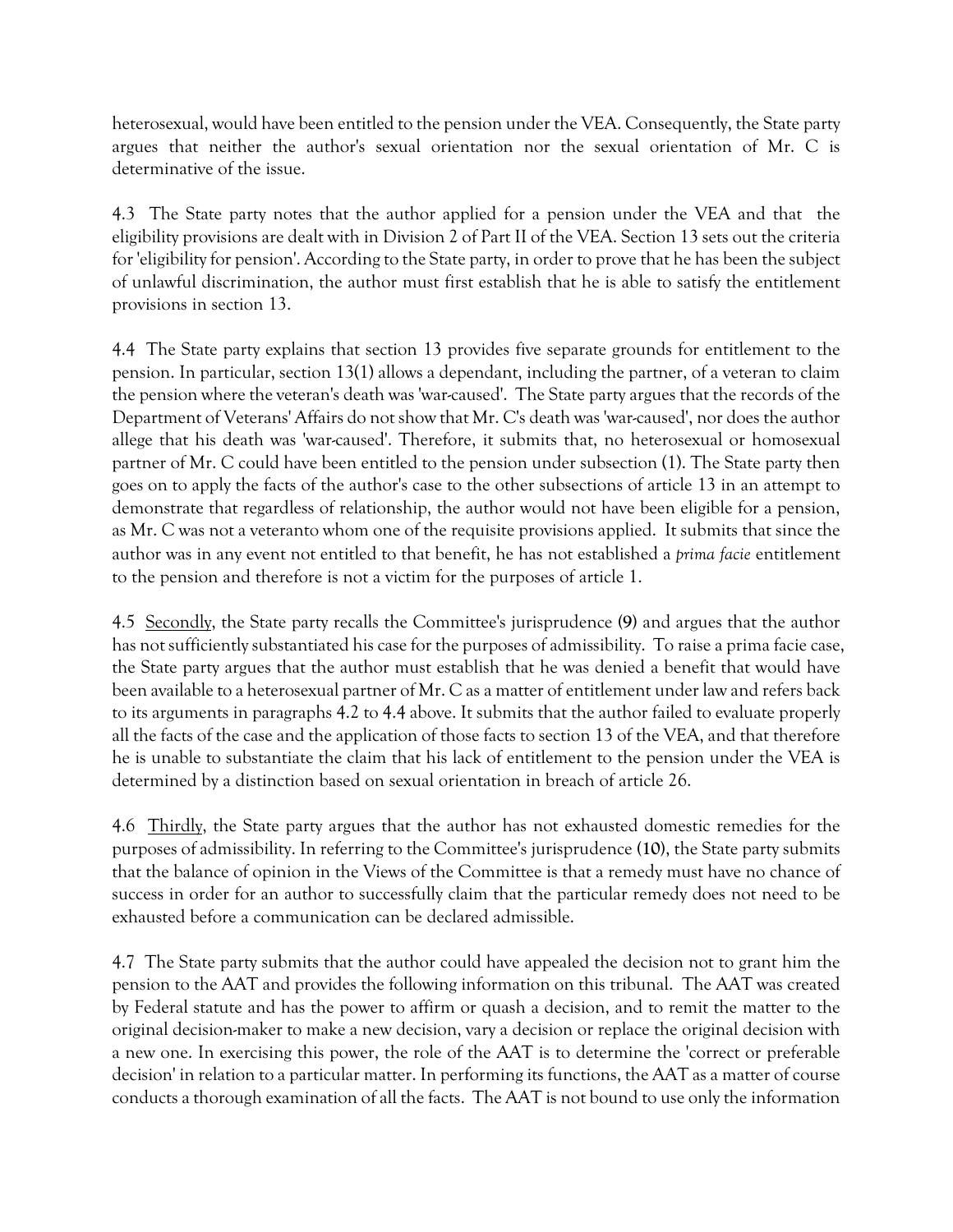heterosexual, would have been entitled to the pension under the VEA. Consequently, the State party argues that neither the author's sexual orientation nor the sexual orientation of Mr. C is determinative of the issue.

4.3 The State party notes that the author applied for a pension under the VEA and that the eligibility provisions are dealt with in Division 2 of Part II of the VEA. Section 13 sets out the criteria for 'eligibility for pension'. According to the State party, in order to prove that he has been the subject of unlawful discrimination, the author must first establish that he is able to satisfy the entitlement provisions in section 13.

4.4 The State party explains that section 13 provides five separate grounds for entitlement to the pension. In particular, section 13(1) allows a dependant, including the partner, of a veteran to claim the pension where the veteran's death was 'war-caused'. The State party argues that the records of the Department of Veterans' Affairs do not show that Mr. C's death was 'war-caused', nor does the author allege that his death was 'war-caused'. Therefore, it submits that, no heterosexual or homosexual partner of Mr. C could have been entitled to the pension under subsection (1). The State party then goes on to apply the facts of the author's case to the other subsections of article 13 in an attempt to demonstrate that regardless of relationship, the author would not have been eligible for a pension, as Mr. C was not a veteranto whom one of the requisite provisions applied. It submits that since the author was in any event not entitled to that benefit, he has not established a *prima facie* entitlement to the pension and therefore is not a victim for the purposes of article 1.

4.5 Secondly, the State party recalls the Committee's jurisprudence (9) and argues that the author has not sufficiently substantiated his case for the purposes of admissibility. To raise a prima facie case, the State party argues that the author must establish that he was denied a benefit that would have been available to a heterosexual partner of Mr. C as a matter of entitlement under law and refers back to its arguments in paragraphs 4.2 to 4.4 above. It submits that the author failed to evaluate properly all the facts of the case and the application of those facts to section 13 of the VEA, and that therefore he is unable to substantiate the claim that his lack of entitlement to the pension under the VEA is determined by a distinction based on sexual orientation in breach of article 26.

4.6 Thirdly, the State party argues that the author has not exhausted domestic remedies for the purposes of admissibility. In referring to the Committee's jurisprudence (10), the State party submits that the balance of opinion in the Views of the Committee is that a remedy must have no chance of success in order for an author to successfully claim that the particular remedy does not need to be exhausted before a communication can be declared admissible.

4.7 The State party submits that the author could have appealed the decision not to grant him the pension to the AAT and provides the following information on this tribunal. The AAT was created by Federal statute and has the power to affirm or quash a decision, and to remit the matter to the original decision-maker to make a new decision, vary a decision or replace the original decision with a new one. In exercising this power, the role of the AAT is to determine the 'correct or preferable decision' in relation to a particular matter. In performing its functions, the AAT as a matter of course conducts a thorough examination of all the facts. The AAT is not bound to use only the information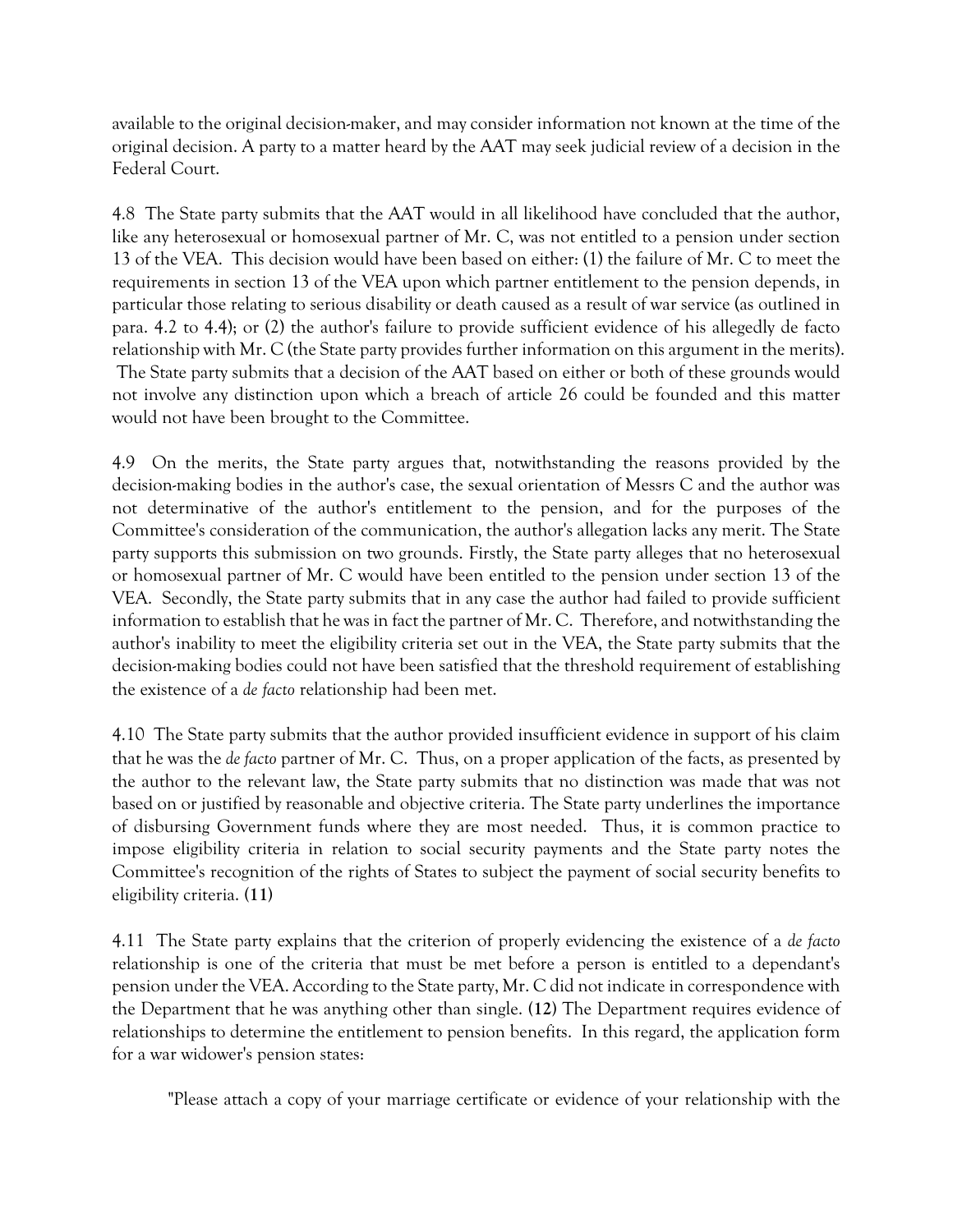available to the original decision-maker, and may consider information not known at the time of the original decision. A party to a matter heard by the AAT may seek judicial review of a decision in the Federal Court.

4.8 The State party submits that the AAT would in all likelihood have concluded that the author, like any heterosexual or homosexual partner of Mr. C, was not entitled to a pension under section 13 of the VEA. This decision would have been based on either: (1) the failure of Mr. C to meet the requirements in section 13 of the VEA upon which partner entitlement to the pension depends, in particular those relating to serious disability or death caused as a result of war service (as outlined in para. 4.2 to 4.4); or (2) the author's failure to provide sufficient evidence of his allegedly de facto relationship with Mr. C (the State party provides further information on this argument in the merits). The State party submits that a decision of the AAT based on either or both of these grounds would not involve any distinction upon which a breach of article 26 could be founded and this matter would not have been brought to the Committee.

4.9 On the merits, the State party argues that, notwithstanding the reasons provided by the decision-making bodies in the author's case, the sexual orientation of Messrs C and the author was not determinative of the author's entitlement to the pension, and for the purposes of the Committee's consideration of the communication, the author's allegation lacks any merit. The State party supports this submission on two grounds. Firstly, the State party alleges that no heterosexual or homosexual partner of Mr. C would have been entitled to the pension under section 13 of the VEA. Secondly, the State party submits that in any case the author had failed to provide sufficient information to establish that he was in fact the partner of Mr. C. Therefore, and notwithstanding the author's inability to meet the eligibility criteria set out in the VEA, the State party submits that the decision-making bodies could not have been satisfied that the threshold requirement of establishing the existence of a *de facto* relationship had been met.

4.10 The State party submits that the author provided insufficient evidence in support of his claim that he was the *de facto* partner of Mr. C. Thus, on a proper application of the facts, as presented by the author to the relevant law, the State party submits that no distinction was made that was not based on or justified by reasonable and objective criteria. The State party underlines the importance of disbursing Government funds where they are most needed. Thus, it is common practice to impose eligibility criteria in relation to social security payments and the State party notes the Committee's recognition of the rights of States to subject the payment of social security benefits to eligibility criteria. **(11)**

4.11 The State party explains that the criterion of properly evidencing the existence of a *de facto* relationship is one of the criteria that must be met before a person is entitled to a dependant's pension under the VEA. According to the State party, Mr. C did not indicate in correspondence with the Department that he was anything other than single. **(12)** The Department requires evidence of relationships to determine the entitlement to pension benefits. In this regard, the application form for a war widower's pension states:

"Please attach a copy of your marriage certificate or evidence of your relationship with the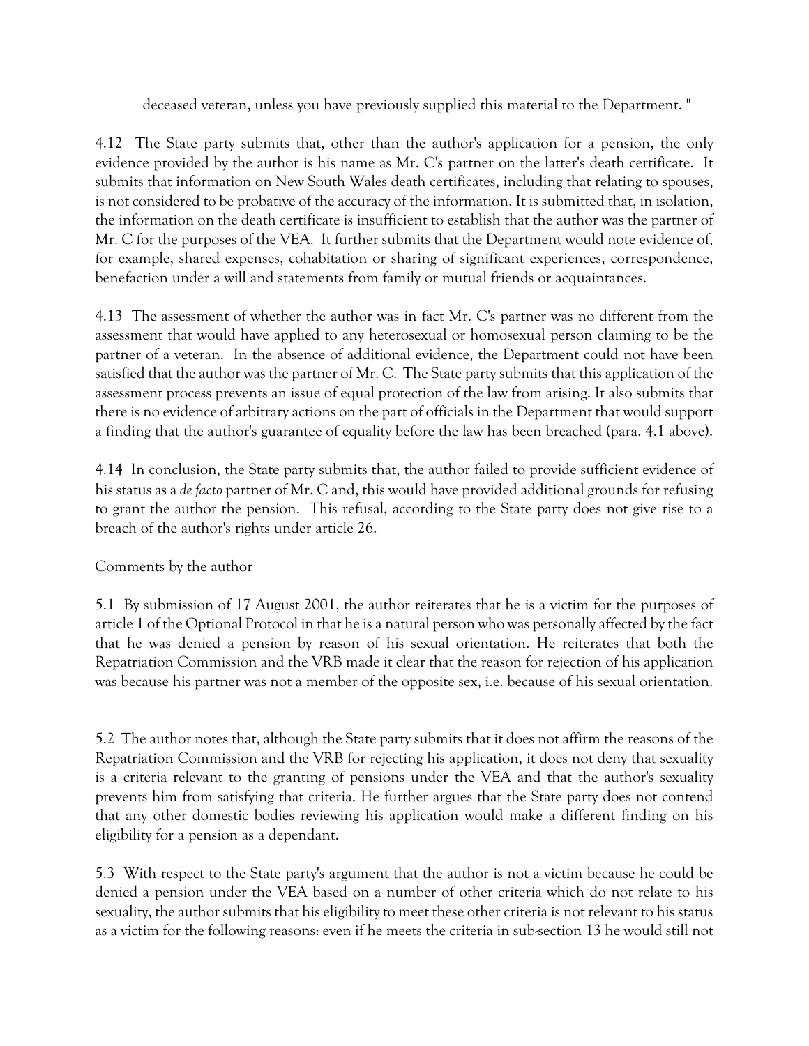deceased veteran, unless you have previously supplied this material to the Department. "

4.12 The State party submits that, other than the author's application for a pension, the only evidence provided by the author is his name as Mr. C's partner on the latter's death certificate. It submits that information on New South Wales death certificates, including that relating to spouses, is not considered to be probative of the accuracy of the information. It is submitted that, in isolation, the information on the death certificate is insufficient to establish that the author was the partner of Mr. C for the purposes of the VEA. It further submits that the Department would note evidence of, for example, shared expenses, cohabitation or sharing of significant experiences, correspondence, benefaction under a will and statements from family or mutual friends or acquaintances.

4.13 The assessment of whether the author was in fact Mr. C's partner was no different from the assessment that would have applied to any heterosexual or homosexual person claiming to be the partner of a veteran. In the absence of additional evidence, the Department could not have been satisfied that the author was the partner of Mr. C. The State party submits that this application of the assessment process prevents an issue of equal protection of the law from arising. It also submits that there is no evidence of arbitrary actions on the part of officials in the Department that would support a finding that the author's guarantee of equality before the law has been breached (para. 4.1 above).

4.14 In conclusion, the State party submits that, the author failed to provide sufficient evidence of his status as a *de facto* partner of Mr. C and, this would have provided additional grounds for refusing to grant the author the pension. This refusal, according to the State party does not give rise to a breach of the author's rights under article 26.

Comments by the author

5.1 By submission of 17 August 2001, the author reiterates that he is a victim for the purposes of article 1 of the Optional Protocol in that he is a natural person who was personally affected by the fact that he was denied a pension by reason of his sexual orientation. He reiterates that both the Repatriation Commission and the VRB made it clear that the reason for rejection of his application was because his partner was not a member of the opposite sex, i.e. because of his sexual orientation.

5.2 The author notes that, although the State party submits that it does not affirm the reasons of the Repatriation Commission and the VRB for rejecting his application, it does not deny that sexuality is a criteria relevant to the granting of pensions under the VEA and that the author's sexuality prevents him from satisfying that criteria. He further argues that the State party does not contend that any other domestic bodies reviewing his application would make a different finding on his eligibility for a pension as a dependant.

5.3 With respect to the State party's argument that the author is not a victim because he could be denied a pension under the VEA based on a number of other criteria which do not relate to his sexuality, the author submits that his eligibility to meet these other criteria is not relevant to his status as a victim for the following reasons: even if he meets the criteria in sub-section 13 he would still not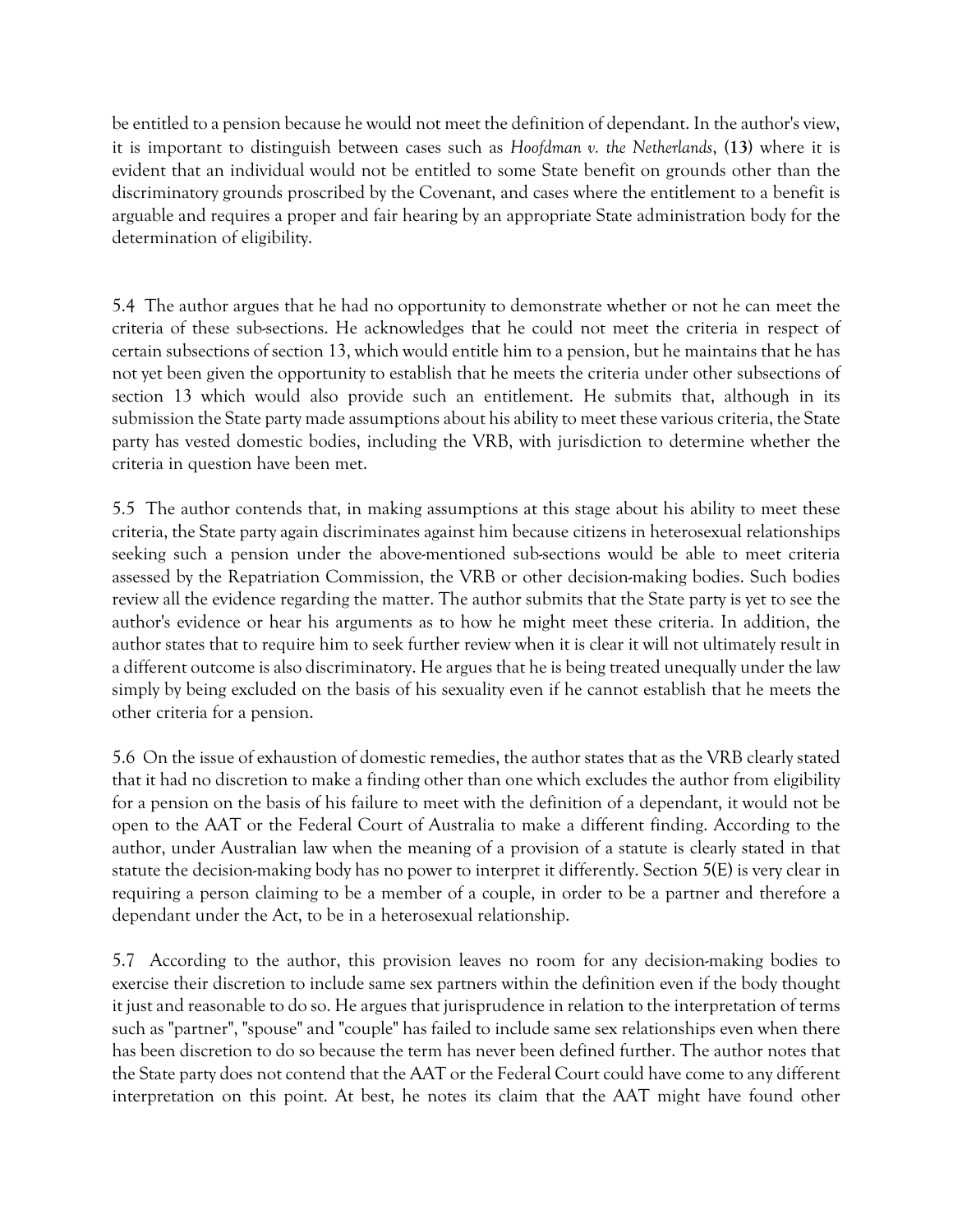be entitled to a pension because he would not meet the definition of dependant. In the author's view, it is important to distinguish between cases such as *Hoofdman v. the Netherlands*, **(13)** where it is evident that an individual would not be entitled to some State benefit on grounds other than the discriminatory grounds proscribed by the Covenant, and cases where the entitlement to a benefit is arguable and requires a proper and fair hearing by an appropriate State administration body for the determination of eligibility.

5.4 The author argues that he had no opportunity to demonstrate whether or not he can meet the criteria of these sub-sections. He acknowledges that he could not meet the criteria in respect of certain subsections of section 13, which would entitle him to a pension, but he maintains that he has not yet been given the opportunity to establish that he meets the criteria under other subsections of section 13 which would also provide such an entitlement. He submits that, although in its submission the State party made assumptions about his ability to meet these various criteria, the State party has vested domestic bodies, including the VRB, with jurisdiction to determine whether the criteria in question have been met.

5.5 The author contends that, in making assumptions at this stage about his ability to meet these criteria, the State party again discriminates against him because citizens in heterosexual relationships seeking such a pension under the above-mentioned sub-sections would be able to meet criteria assessed by the Repatriation Commission, the VRB or other decision-making bodies. Such bodies review all the evidence regarding the matter. The author submits that the State party is yet to see the author's evidence or hear his arguments as to how he might meet these criteria. In addition, the author states that to require him to seek further review when it is clear it will not ultimately result in a different outcome is also discriminatory. He argues that he is being treated unequally under the law simply by being excluded on the basis of his sexuality even if he cannot establish that he meets the other criteria for a pension.

5.6 On the issue of exhaustion of domestic remedies, the author states that as the VRB clearly stated that it had no discretion to make a finding other than one which excludes the author from eligibility for a pension on the basis of his failure to meet with the definition of a dependant, it would not be open to the AAT or the Federal Court of Australia to make a different finding. According to the author, under Australian law when the meaning of a provision of a statute is clearly stated in that statute the decision-making body has no power to interpret it differently. Section 5(E) is very clear in requiring a person claiming to be a member of a couple, in order to be a partner and therefore a dependant under the Act, to be in a heterosexual relationship.

5.7 According to the author, this provision leaves no room for any decision-making bodies to exercise their discretion to include same sex partners within the definition even if the body thought it just and reasonable to do so. He argues that jurisprudence in relation to the interpretation of terms such as "partner", "spouse" and "couple" has failed to include same sex relationships even when there has been discretion to do so because the term has never been defined further. The author notes that the State party does not contend that the AAT or the Federal Court could have come to any different interpretation on this point. At best, he notes its claim that the AAT might have found other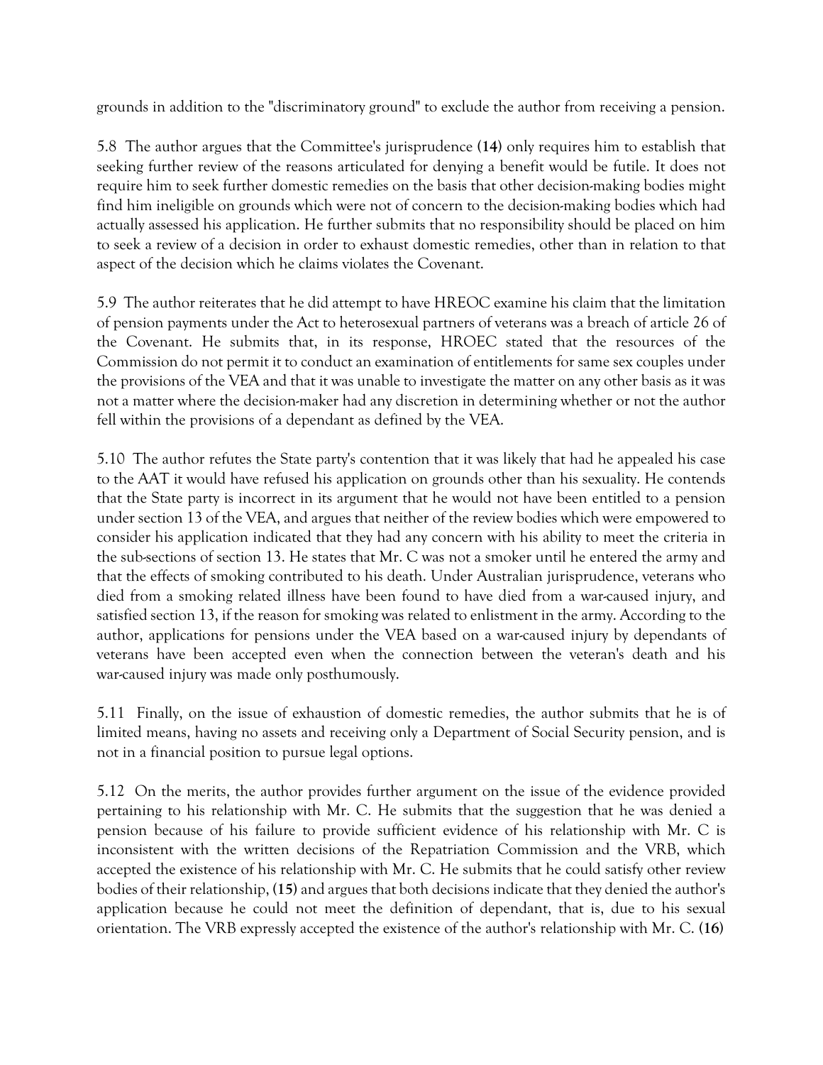grounds in addition to the "discriminatory ground" to exclude the author from receiving a pension.

5.8 The author argues that the Committee's jurisprudence **(14)** only requires him to establish that seeking further review of the reasons articulated for denying a benefit would be futile. It does not require him to seek further domestic remedies on the basis that other decision-making bodies might find him ineligible on grounds which were not of concern to the decision-making bodies which had actually assessed his application. He further submits that no responsibility should be placed on him to seek a review of a decision in order to exhaust domestic remedies, other than in relation to that aspect of the decision which he claims violates the Covenant.

5.9 The author reiterates that he did attempt to have HREOC examine his claim that the limitation of pension payments under the Act to heterosexual partners of veterans was a breach of article 26 of the Covenant. He submits that, in its response, HROEC stated that the resources of the Commission do not permit it to conduct an examination of entitlements for same sex couples under the provisions of the VEA and that it was unable to investigate the matter on any other basis as it was not a matter where the decision-maker had any discretion in determining whether or not the author fell within the provisions of a dependant as defined by the VEA.

5.10 The author refutes the State party's contention that it was likely that had he appealed his case to the AAT it would have refused his application on grounds other than his sexuality. He contends that the State party is incorrect in its argument that he would not have been entitled to a pension under section 13 of the VEA, and argues that neither of the review bodies which were empowered to consider his application indicated that they had any concern with his ability to meet the criteria in the sub-sections of section 13. He states that Mr. C was not a smoker until he entered the army and that the effects of smoking contributed to his death. Under Australian jurisprudence, veterans who died from a smoking related illness have been found to have died from a war-caused injury, and satisfied section 13, if the reason for smoking was related to enlistment in the army. According to the author, applications for pensions under the VEA based on a war-caused injury by dependants of veterans have been accepted even when the connection between the veteran's death and his war-caused injury was made only posthumously.

5.11 Finally, on the issue of exhaustion of domestic remedies, the author submits that he is of limited means, having no assets and receiving only a Department of Social Security pension, and is not in a financial position to pursue legal options.

5.12 On the merits, the author provides further argument on the issue of the evidence provided pertaining to his relationship with Mr. C. He submits that the suggestion that he was denied a pension because of his failure to provide sufficient evidence of his relationship with Mr. C is inconsistent with the written decisions of the Repatriation Commission and the VRB, which accepted the existence of his relationship with Mr. C. He submits that he could satisfy other review bodies of their relationship, **(15)** and argues that both decisions indicate that they denied the author's application because he could not meet the definition of dependant, that is, due to his sexual orientation. The VRB expressly accepted the existence of the author's relationship with Mr. C. **(16)**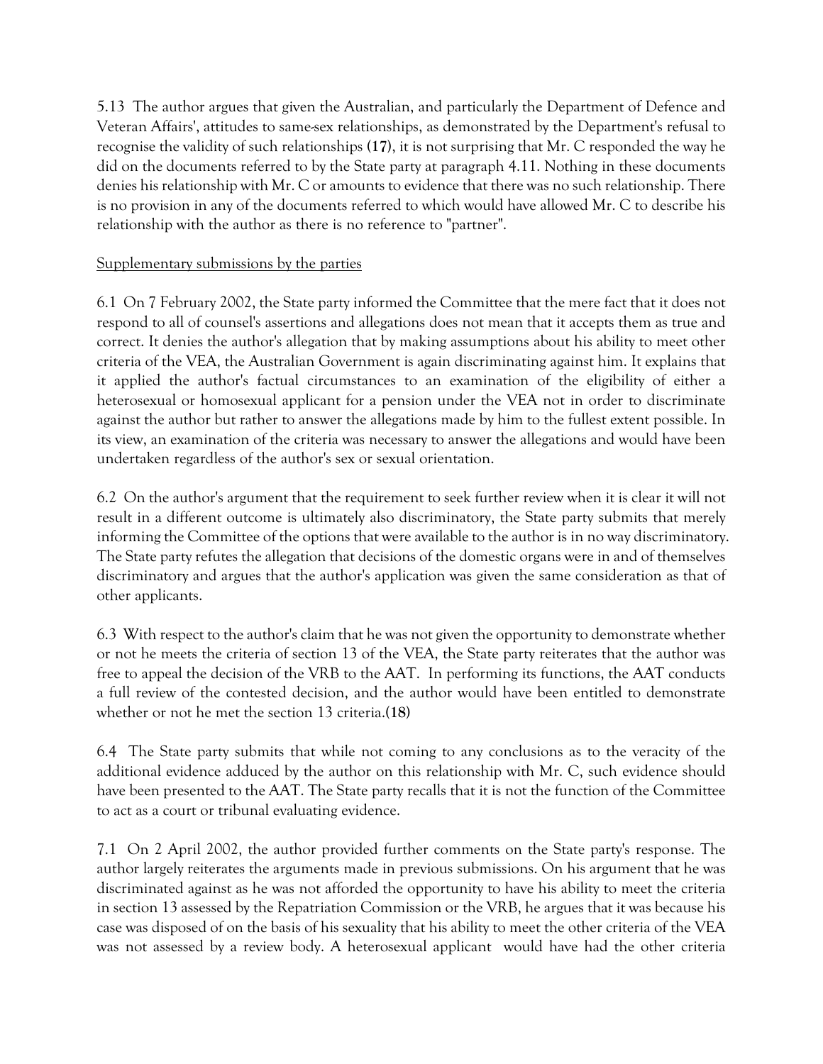5.13 The author argues that given the Australian, and particularly the Department of Defence and Veteran Affairs', attitudes to same-sex relationships, as demonstrated by the Department's refusal to recognise the validity of such relationships **(17)**, it is not surprising that Mr. C responded the way he did on the documents referred to by the State party at paragraph 4.11. Nothing in these documents denies his relationship with Mr. C or amounts to evidence that there was no such relationship. There is no provision in any of the documents referred to which would have allowed Mr. C to describe his relationship with the author as there is no reference to "partner".

Supplementary submissions by the parties

6.1 On 7 February 2002, the State party informed the Committee that the mere fact that it does not respond to all of counsel's assertions and allegations does not mean that it accepts them as true and correct. It denies the author's allegation that by making assumptions about his ability to meet other criteria of the VEA, the Australian Government is again discriminating against him. It explains that it applied the author's factual circumstances to an examination of the eligibility of either a heterosexual or homosexual applicant for a pension under the VEA not in order to discriminate against the author but rather to answer the allegations made by him to the fullest extent possible. In its view, an examination of the criteria was necessary to answer the allegations and would have been undertaken regardless of the author's sex or sexual orientation.

6.2 On the author's argument that the requirement to seek further review when it is clear it will not result in a different outcome is ultimately also discriminatory, the State party submits that merely informing the Committee of the options that were available to the author is in no way discriminatory. The State party refutes the allegation that decisions of the domestic organs were in and of themselves discriminatory and argues that the author's application was given the same consideration as that of other applicants.

6.3 With respect to the author's claim that he was not given the opportunity to demonstrate whether or not he meets the criteria of section 13 of the VEA, the State party reiterates that the author was free to appeal the decision of the VRB to the AAT. In performing its functions, the AAT conducts a full review of the contested decision, and the author would have been entitled to demonstrate whether or not he met the section 13 criteria.**(18)**

6.4 The State party submits that while not coming to any conclusions as to the veracity of the additional evidence adduced by the author on this relationship with Mr. C, such evidence should have been presented to the AAT. The State party recalls that it is not the function of the Committee to act as a court or tribunal evaluating evidence.

7.1 On 2 April 2002, the author provided further comments on the State party's response. The author largely reiterates the arguments made in previous submissions. On his argument that he was discriminated against as he was not afforded the opportunity to have his ability to meet the criteria in section 13 assessed by the Repatriation Commission or the VRB, he argues that it was because his case was disposed of on the basis of his sexuality that his ability to meet the other criteria of the VEA was not assessed by a review body. A heterosexual applicant would have had the other criteria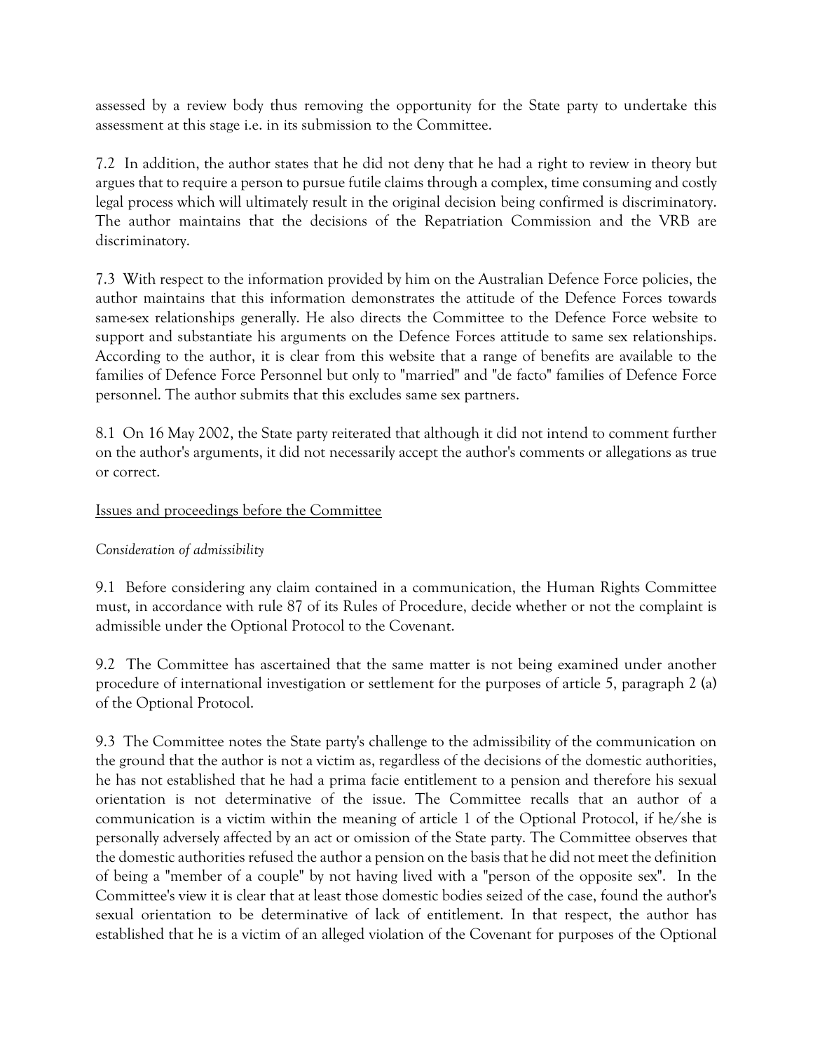assessed by a review body thus removing the opportunity for the State party to undertake this assessment at this stage i.e. in its submission to the Committee.

7.2 In addition, the author states that he did not deny that he had a right to review in theory but argues that to require a person to pursue futile claims through a complex, time consuming and costly legal process which will ultimately result in the original decision being confirmed is discriminatory. The author maintains that the decisions of the Repatriation Commission and the VRB are discriminatory.

7.3 With respect to the information provided by him on the Australian Defence Force policies, the author maintains that this information demonstrates the attitude of the Defence Forces towards same-sex relationships generally. He also directs the Committee to the Defence Force website to support and substantiate his arguments on the Defence Forces attitude to same sex relationships. According to the author, it is clear from this website that a range of benefits are available to the families of Defence Force Personnel but only to "married" and "de facto" families of Defence Force personnel. The author submits that this excludes same sex partners.

8.1 On 16 May 2002, the State party reiterated that although it did not intend to comment further on the author's arguments, it did not necessarily accept the author's comments or allegations as true or correct.

<u>Issues and proceedings before the Committee</u>

*Consideration of admissibility*

9.1 Before considering any claim contained in a communication, the Human Rights Committee must, in accordance with rule 87 of its Rules of Procedure, decide whether or not the complaint is admissible under the Optional Protocol to the Covenant.

9.2 The Committee has ascertained that the same matter is not being examined under another procedure of international investigation or settlement for the purposes of article 5, paragraph 2 (a) of the Optional Protocol.

9.3 The Committee notes the State party's challenge to the admissibility of the communication on the ground that the author is not a victim as, regardless of the decisions of the domestic authorities, he has not established that he had a prima facie entitlement to a pension and therefore his sexual orientation is not determinative of the issue. The Committee recalls that an author of a communication is a victim within the meaning of article 1 of the Optional Protocol, if he/she is personally adversely affected by an act or omission of the State party. The Committee observes that the domestic authorities refused the author a pension on the basis that he did not meet the definition of being a "member of a couple" by not having lived with a "person of the opposite sex". In the Committee's view it is clear that at least those domestic bodies seized of the case, found the author's sexual orientation to be determinative of lack of entitlement. In that respect, the author has established that he is a victim of an alleged violation of the Covenant for purposes of the Optional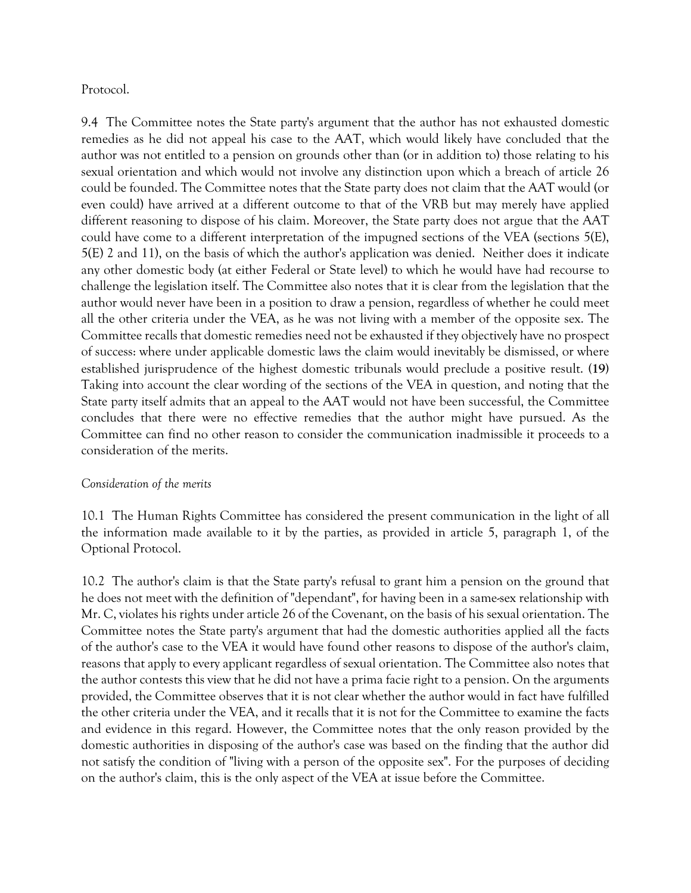Protocol.

9.4 The Committee notes the State party's argument that the author has not exhausted domestic remedies as he did not appeal his case to the AAT, which would likely have concluded that the author was not entitled to a pension on grounds other than (or in addition to) those relating to his sexual orientation and which would not involve any distinction upon which a breach of article 26 could be founded. The Committee notes that the State party does not claim that the AAT would (or even could) have arrived at a different outcome to that of the VRB but may merely have applied different reasoning to dispose of his claim. Moreover, the State party does not argue that the AAT could have come to a different interpretation of the impugned sections of the VEA (sections 5(E), 5(E) 2 and 11), on the basis of which the author's application was denied. Neither does it indicate any other domestic body (at either Federal or State level) to which he would have had recourse to challenge the legislation itself. The Committee also notes that it is clear from the legislation that the author would never have been in a position to draw a pension, regardless of whether he could meet all the other criteria under the VEA, as he was not living with a member of the opposite sex. The Committee recalls that domestic remedies need not be exhausted if they objectively have no prospect of success: where under applicable domestic laws the claim would inevitably be dismissed, or where established jurisprudence of the highest domestic tribunals would preclude a positive result. **(19)** Taking into account the clear wording of the sections of the VEA in question, and noting that the State party itself admits that an appeal to the AAT would not have been successful, the Committee concludes that there were no effective remedies that the author might have pursued. As the Committee can find no other reason to consider the communication inadmissible it proceeds to a consideration of the merits.

*Consideration of the merits*

10.1 The Human Rights Committee has considered the present communication in the light of all the information made available to it by the parties, as provided in article 5, paragraph 1, of the Optional Protocol.

10.2 The author's claim is that the State party's refusal to grant him a pension on the ground that he does not meet with the definition of "dependant", for having been in a same-sex relationship with Mr. C, violates his rights under article 26 of the Covenant, on the basis of his sexual orientation. The Committee notes the State party's argument that had the domestic authorities applied all the facts of the author's case to the VEA it would have found other reasons to dispose of the author's claim, reasons that apply to every applicant regardless of sexual orientation. The Committee also notes that the author contests this view that he did not have a prima facie right to a pension. On the arguments provided, the Committee observes that it is not clear whether the author would in fact have fulfilled the other criteria under the VEA, and it recalls that it is not for the Committee to examine the facts and evidence in this regard. However, the Committee notes that the only reason provided by the domestic authorities in disposing of the author's case was based on the finding that the author did not satisfy the condition of "living with a person of the opposite sex". For the purposes of deciding on the author's claim, this is the only aspect of the VEA at issue before the Committee.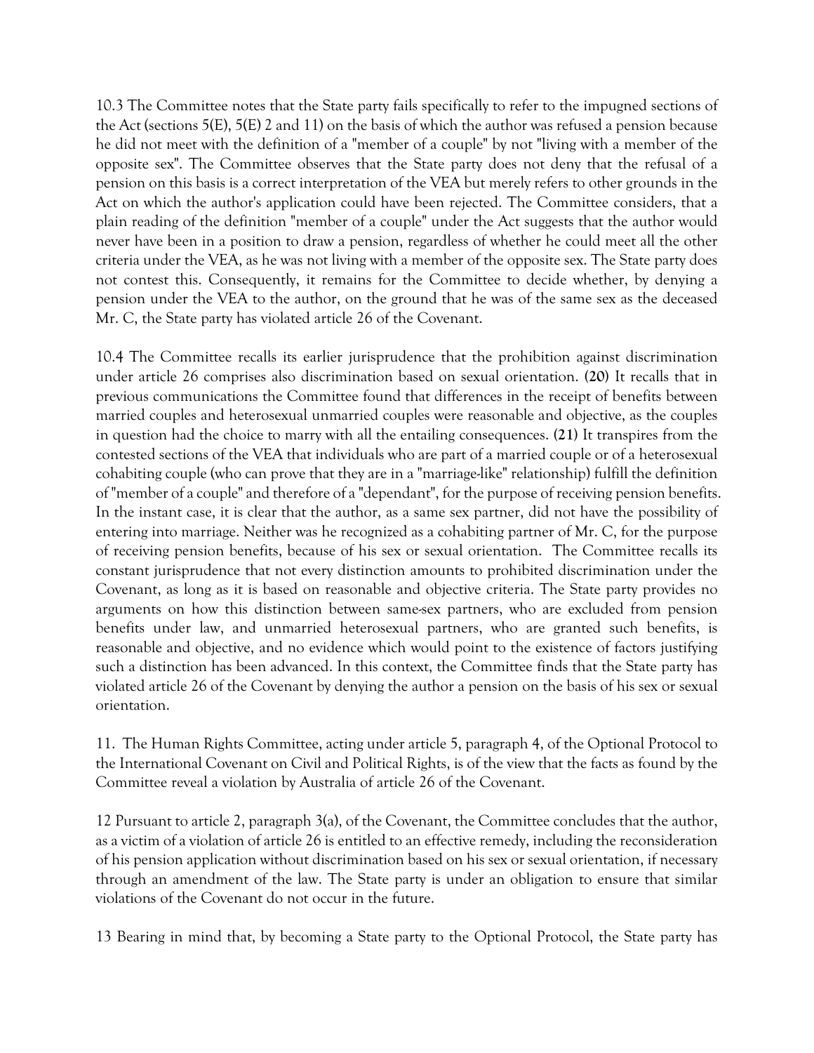10.3 The Committee notes that the State party fails specifically to refer to the impugned sections of the Act (sections 5(E), 5(E) 2 and 11) on the basis of which the author was refused a pension because he did not meet with the definition of a "member of a couple" by not "living with a member of the opposite sex". The Committee observes that the State party does not deny that the refusal of a pension on this basis is a correct interpretation of the VEA but merely refers to other grounds in the Act on which the author's application could have been rejected. The Committee considers, that a plain reading of the definition "member of a couple" under the Act suggests that the author would never have been in a position to draw a pension, regardless of whether he could meet all the other criteria under the VEA, as he was not living with a member of the opposite sex. The State party does not contest this. Consequently, it remains for the Committee to decide whether, by denying a pension under the VEA to the author, on the ground that he was of the same sex as the deceased Mr. C, the State party has violated article 26 of the Covenant.

10.4 The Committee recalls its earlier jurisprudence that the prohibition against discrimination under article 26 comprises also discrimination based on sexual orientation. **(20)** It recalls that in previous communications the Committee found that differences in the receipt of benefits between married couples and heterosexual unmarried couples were reasonable and objective, as the couples in question had the choice to marry with all the entailing consequences. **(21)** It transpires from the contested sections of the VEA that individuals who are part of a married couple or of a heterosexual cohabiting couple (who can prove that they are in a "marriage-like" relationship) fulfill the definition of "member of a couple" and therefore of a "dependant", for the purpose of receiving pension benefits. In the instant case, it is clear that the author, as a same sex partner, did not have the possibility of entering into marriage. Neither was he recognized as a cohabiting partner of Mr. C, for the purpose of receiving pension benefits, because of his sex or sexual orientation. The Committee recalls its constant jurisprudence that not every distinction amounts to prohibited discrimination under the Covenant, as long as it is based on reasonable and objective criteria. The State party provides no arguments on how this distinction between same-sex partners, who are excluded from pension benefits under law, and unmarried heterosexual partners, who are granted such benefits, is reasonable and objective, and no evidence which would point to the existence of factors justifying such a distinction has been advanced. In this context, the Committee finds that the State party has violated article 26 of the Covenant by denying the author a pension on the basis of his sex or sexual orientation.

11. The Human Rights Committee, acting under article 5, paragraph 4, of the Optional Protocol to the International Covenant on Civil and Political Rights, is of the view that the facts as found by the Committee reveal a violation by Australia of article 26 of the Covenant.

12 Pursuant to article 2, paragraph 3(a), of the Covenant, the Committee concludes that the author, as a victim of a violation of article 26 is entitled to an effective remedy, including the reconsideration of his pension application without discrimination based on his sex or sexual orientation, if necessary through an amendment of the law. The State party is under an obligation to ensure that similar violations of the Covenant do not occur in the future.

13 Bearing in mind that, by becoming a State party to the Optional Protocol, the State party has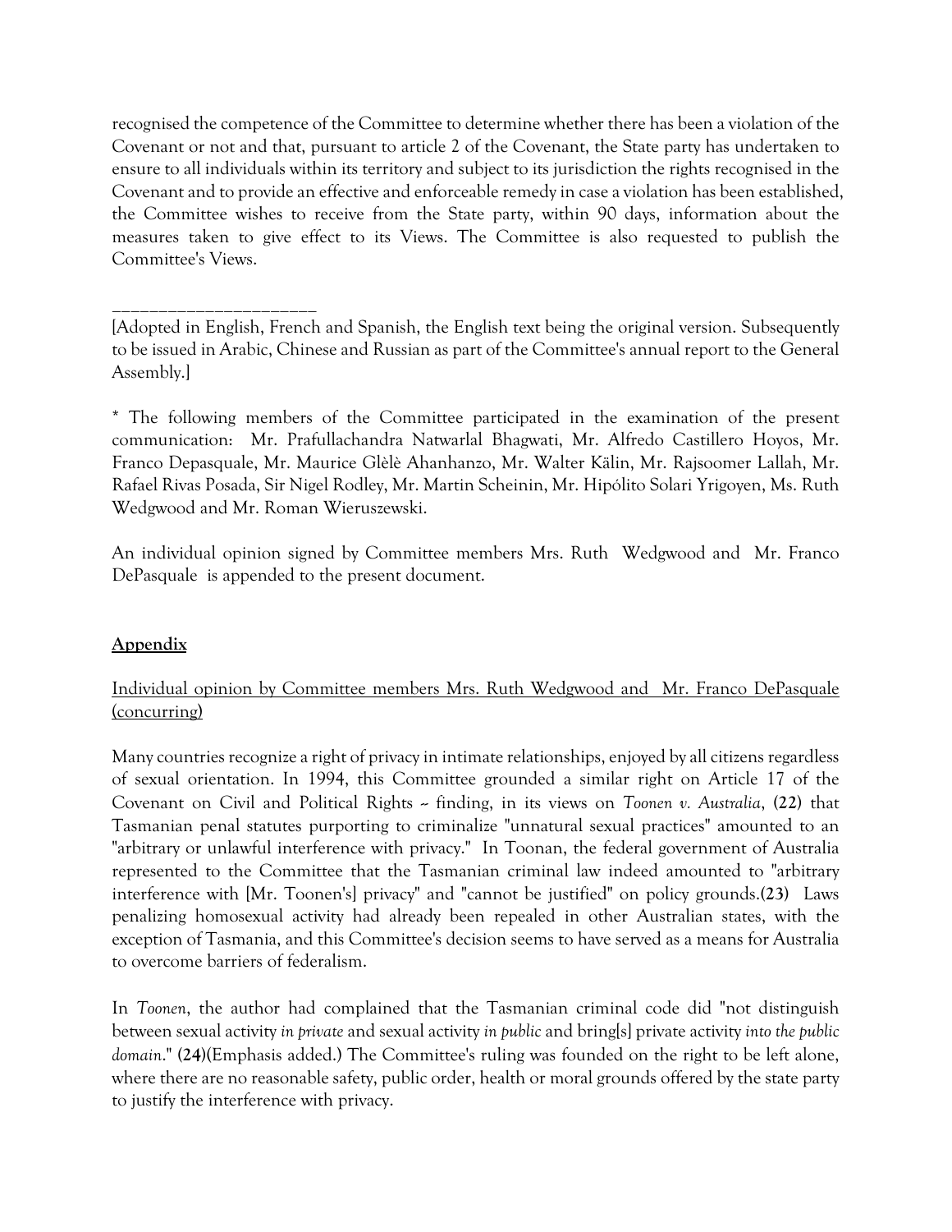recognised the competence of the Committee to determine whether there has been a violation of the Covenant or not and that, pursuant to article 2 of the Covenant, the State party has undertaken to ensure to all individuals within its territory and subject to its jurisdiction the rights recognised in the Covenant and to provide an effective and enforceable remedy in case a violation has been established, the Committee wishes to receive from the State party, within 90 days, information about the measures taken to give effect to its Views. The Committee is also requested to publish the Committee's Views.

_____________________

[Adopted in English, French and Spanish, the English text being the original version. Subsequently to be issued in Arabic, Chinese and Russian as part of the Committee's annual report to the General Assembly.]

* The following members of the Committee participated in the examination of the present communication: Mr. Prafullachandra Natwarlal Bhagwati, Mr. Alfredo Castillero Hoyos, Mr. Franco Depasquale, Mr. Maurice Glèlè Ahanhanzo, Mr. Walter Kälin, Mr. Rajsoomer Lallah, Mr. Rafael Rivas Posada, Sir Nigel Rodley, Mr. Martin Scheinin, Mr. Hipólito Solari Yrigoyen, Ms. Ruth Wedgwood and Mr. Roman Wieruszewski.

An individual opinion signed by Committee members Mrs. Ruth Wedgwood and Mr. Franco DePasquale is appended to the present document.

## Appendix

Individual opinion by Committee members Mrs. Ruth Wedgwood and Mr. Franco DePasquale (concurring)

Many countries recognize a right of privacy in intimate relationships, enjoyed by all citizens regardless of sexual orientation. In 1994, this Committee grounded a similar right on Article 17 of the Covenant on Civil and Political Rights -- finding, in its views on *Toonen v. Australia*, **(22)** that Tasmanian penal statutes purporting to criminalize "unnatural sexual practices" amounted to an "arbitrary or unlawful interference with privacy." In Toonan, the federal government of Australia represented to the Committee that the Tasmanian criminal law indeed amounted to "arbitrary interference with [Mr. Toonen's] privacy" and "cannot be justified" on policy grounds.**(23)** Laws penalizing homosexual activity had already been repealed in other Australian states, with the exception of Tasmania, and this Committee's decision seems to have served as a means for Australia to overcome barriers of federalism.

In *Toonen*, the author had complained that the Tasmanian criminal code did "not distinguish between sexual activity *in private* and sexual activity *in public* and bring[s] private activity *into the public domain*." **(24)**(Emphasis added.) The Committee's ruling was founded on the right to be left alone, where there are no reasonable safety, public order, health or moral grounds offered by the state party to justify the interference with privacy.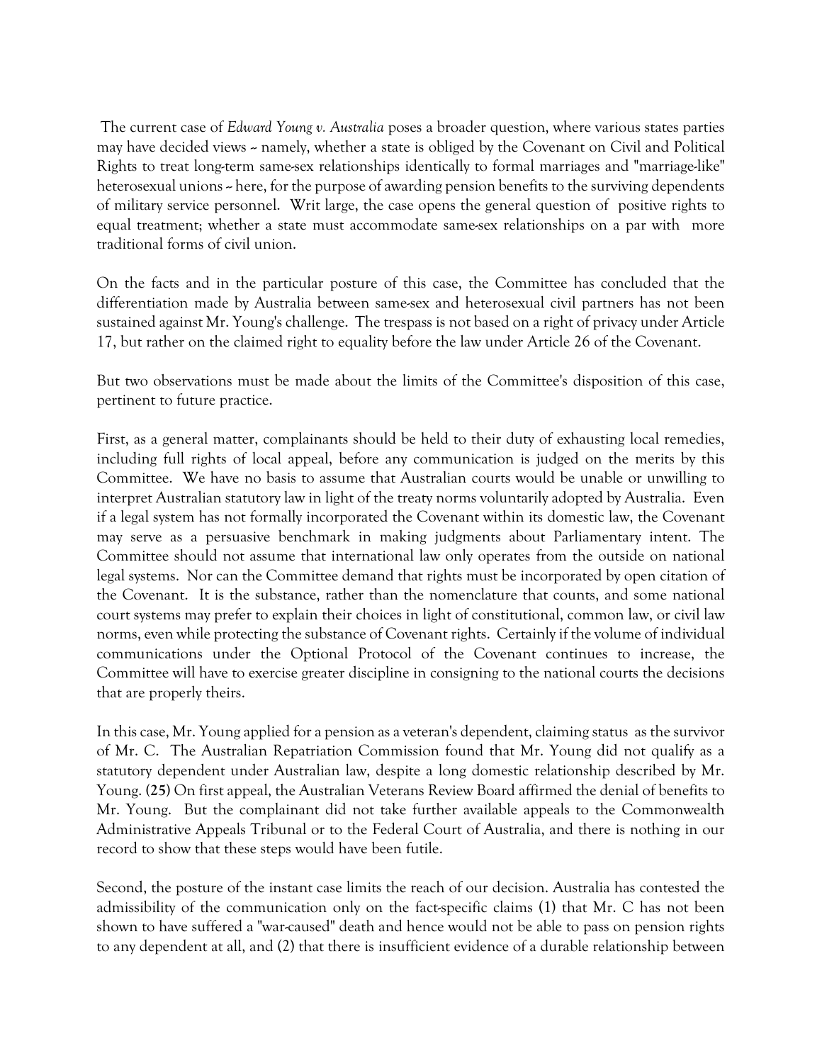The current case of *Edward Young v. Australia* poses a broader question, where various states parties may have decided views -- namely, whether a state is obliged by the Covenant on Civil and Political Rights to treat long-term same-sex relationships identically to formal marriages and "marriage-like" heterosexual unions -- here, for the purpose of awarding pension benefits to the surviving dependents of military service personnel. Writ large, the case opens the general question of positive rights to equal treatment; whether a state must accommodate same-sex relationships on a par with more traditional forms of civil union.

On the facts and in the particular posture of this case, the Committee has concluded that the differentiation made by Australia between same-sex and heterosexual civil partners has not been sustained against Mr. Young's challenge. The trespass is not based on a right of privacy under Article 17, but rather on the claimed right to equality before the law under Article 26 of the Covenant.

But two observations must be made about the limits of the Committee's disposition of this case, pertinent to future practice.

First, as a general matter, complainants should be held to their duty of exhausting local remedies, including full rights of local appeal, before any communication is judged on the merits by this Committee. We have no basis to assume that Australian courts would be unable or unwilling to interpret Australian statutory law in light of the treaty norms voluntarily adopted by Australia. Even if a legal system has not formally incorporated the Covenant within its domestic law, the Covenant may serve as a persuasive benchmark in making judgments about Parliamentary intent. The Committee should not assume that international law only operates from the outside on national legal systems. Nor can the Committee demand that rights must be incorporated by open citation of the Covenant. It is the substance, rather than the nomenclature that counts, and some national court systems may prefer to explain their choices in light of constitutional, common law, or civil law norms, even while protecting the substance of Covenant rights. Certainly if the volume of individual communications under the Optional Protocol of the Covenant continues to increase, the Committee will have to exercise greater discipline in consigning to the national courts the decisions that are properly theirs.

In this case, Mr. Young applied for a pension as a veteran's dependent, claiming status as the survivor of Mr. C. The Australian Repatriation Commission found that Mr. Young did not qualify as a statutory dependent under Australian law, despite a long domestic relationship described by Mr. Young. **(25)** On first appeal, the Australian Veterans Review Board affirmed the denial of benefits to Mr. Young. But the complainant did not take further available appeals to the Commonwealth Administrative Appeals Tribunal or to the Federal Court of Australia, and there is nothing in our record to show that these steps would have been futile.

Second, the posture of the instant case limits the reach of our decision. Australia has contested the admissibility of the communication only on the fact-specific claims (1) that Mr. C has not been shown to have suffered a "war-caused" death and hence would not be able to pass on pension rights to any dependent at all, and (2) that there is insufficient evidence of a durable relationship between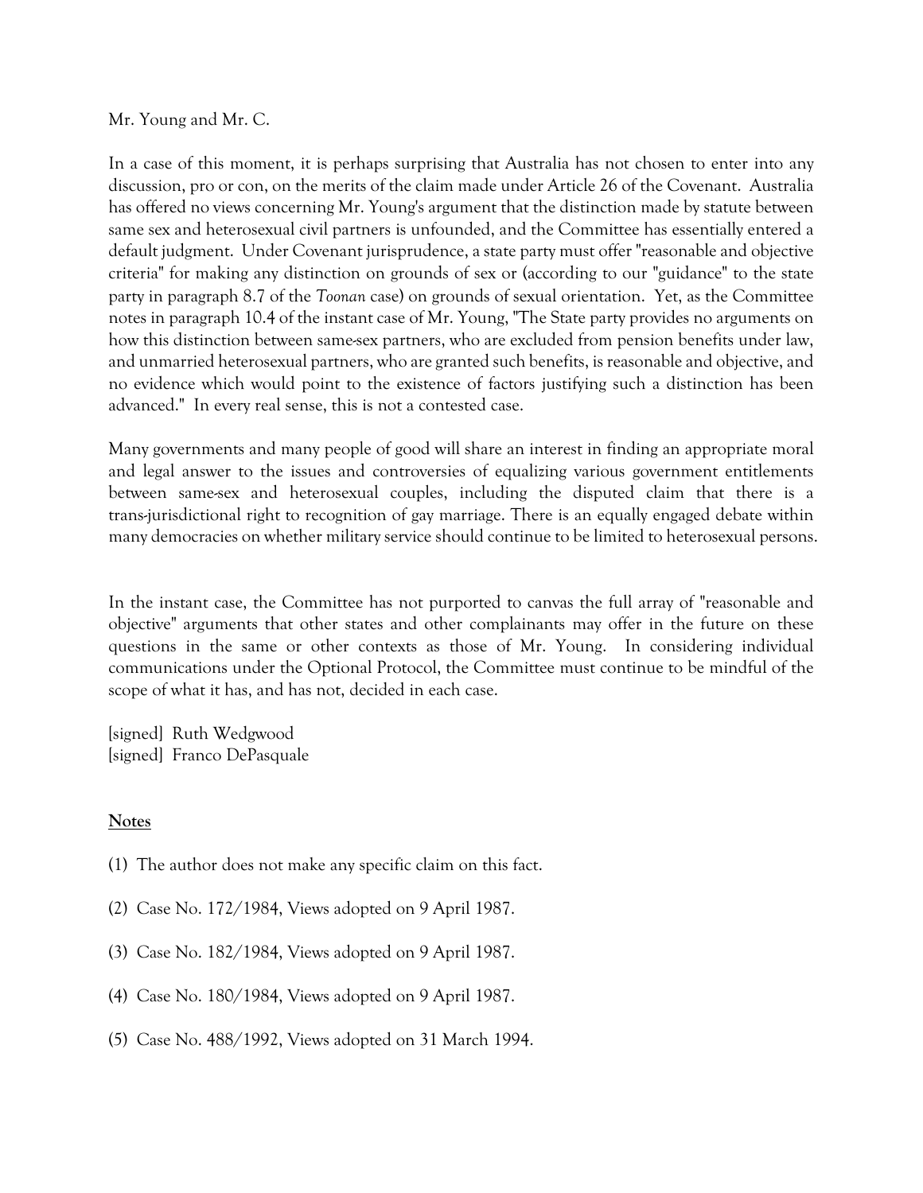Mr. Young and Mr. C.

In a case of this moment, it is perhaps surprising that Australia has not chosen to enter into any discussion, pro or con, on the merits of the claim made under Article 26 of the Covenant. Australia has offered no views concerning Mr. Young's argument that the distinction made by statute between same sex and heterosexual civil partners is unfounded, and the Committee has essentially entered a default judgment. Under Covenant jurisprudence, a state party must offer "reasonable and objective criteria" for making any distinction on grounds of sex or (according to our "guidance" to the state party in paragraph 8.7 of the *Toonan* case) on grounds of sexual orientation. Yet, as the Committee notes in paragraph 10.4 of the instant case of Mr. Young, "The State party provides no arguments on how this distinction between same-sex partners, who are excluded from pension benefits under law, and unmarried heterosexual partners, who are granted such benefits, is reasonable and objective, and no evidence which would point to the existence of factors justifying such a distinction has been advanced." In every real sense, this is not a contested case.

Many governments and many people of good will share an interest in finding an appropriate moral and legal answer to the issues and controversies of equalizing various government entitlements between same-sex and heterosexual couples, including the disputed claim that there is a trans-jurisdictional right to recognition of gay marriage. There is an equally engaged debate within many democracies on whether military service should continue to be limited to heterosexual persons.

In the instant case, the Committee has not purported to canvas the full array of "reasonable and objective" arguments that other states and other complainants may offer in the future on these questions in the same or other contexts as those of Mr. Young. In considering individual communications under the Optional Protocol, the Committee must continue to be mindful of the scope of what it has, and has not, decided in each case.

[signed] Ruth Wedgwood
[signed] Franco DePasquale

## Notes

(1) The author does not make any specific claim on this fact.

(2) Case No. 172/1984, Views adopted on 9 April 1987.

(3) Case No. 182/1984, Views adopted on 9 April 1987.

(4) Case No. 180/1984, Views adopted on 9 April 1987.

(5) Case No. 488/1992, Views adopted on 31 March 1994.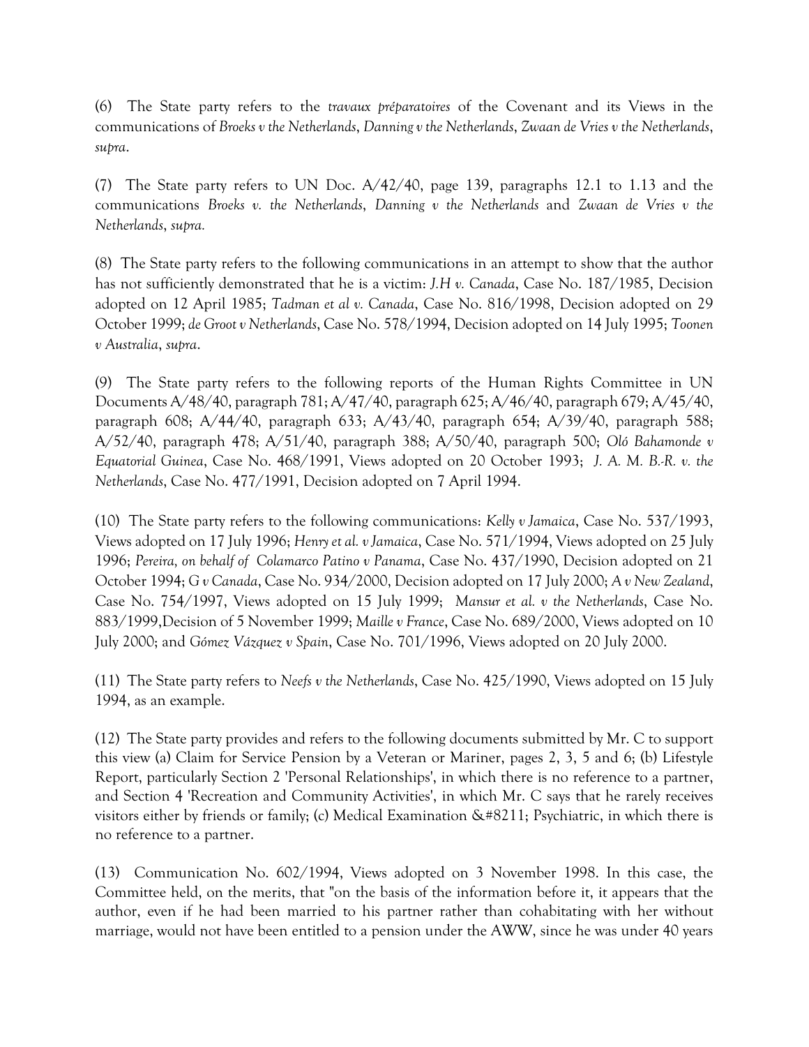(6) The State party refers to the *travaux préparatoires* of the Covenant and its Views in the communications of *Broeks v the Netherlands*, *Danning v the Netherlands*, *Zwaan de Vries v the Netherlands*, *supra*.

(7) The State party refers to UN Doc. A/42/40, page 139, paragraphs 12.1 to 1.13 and the communications *Broeks v. the Netherlands*, *Danning v the Netherlands* and *Zwaan de Vries v the Netherlands*, *supra.*

(8) The State party refers to the following communications in an attempt to show that the author has not sufficiently demonstrated that he is a victim: *J.H v. Canada*, Case No. 187/1985, Decision adopted on 12 April 1985; *Tadman et al v. Canada*, Case No. 816/1998, Decision adopted on 29 October 1999; *de Groot v Netherlands*, Case No. 578/1994, Decision adopted on 14 July 1995; *Toonen v Australia*, *supra*.

(9) The State party refers to the following reports of the Human Rights Committee in UN Documents A/48/40, paragraph 781; A/47/40, paragraph 625; A/46/40, paragraph 679; A/45/40, paragraph 608; A/44/40, paragraph 633; A/43/40, paragraph 654; A/39/40, paragraph 588; A/52/40, paragraph 478; A/51/40, paragraph 388; A/50/40, paragraph 500; *Oló Bahamonde v Equatorial Guinea*, Case No. 468/1991, Views adopted on 20 October 1993; *J. A. M. B.-R. v. the Netherlands*, Case No. 477/1991, Decision adopted on 7 April 1994.

(10) The State party refers to the following communications: *Kelly v Jamaica*, Case No. 537/1993, Views adopted on 17 July 1996; *Henry et al. v Jamaica*, Case No. 571/1994, Views adopted on 25 July 1996; *Pereira, on behalf of Colamarco Patino v Panama*, Case No. 437/1990, Decision adopted on 21 October 1994; *G v Canada*, Case No. 934/2000, Decision adopted on 17 July 2000; *A v New Zealand*, Case No. 754/1997, Views adopted on 15 July 1999; *Mansur et al. v the Netherlands*, Case No. 883/1999,Decision of 5 November 1999; *Maille v France*, Case No. 689/2000, Views adopted on 10 July 2000; and *Gómez Vázquez v Spain*, Case No. 701/1996, Views adopted on 20 July 2000.

(11) The State party refers to *Neefs v the Netherlands*, Case No. 425/1990, Views adopted on 15 July 1994, as an example.

(12) The State party provides and refers to the following documents submitted by Mr. C to support this view (a) Claim for Service Pension by a Veteran or Mariner, pages 2, 3, 5 and 6; (b) Lifestyle Report, particularly Section 2 'Personal Relationships', in which there is no reference to a partner, and Section 4 'Recreation and Community Activities', in which Mr. C says that he rarely receives visitors either by friends or family; (c) Medical Examination &#8211; Psychiatric, in which there is no reference to a partner.

(13) Communication No. 602/1994, Views adopted on 3 November 1998. In this case, the Committee held, on the merits, that "on the basis of the information before it, it appears that the author, even if he had been married to his partner rather than cohabitating with her without marriage, would not have been entitled to a pension under the AWW, since he was under 40 years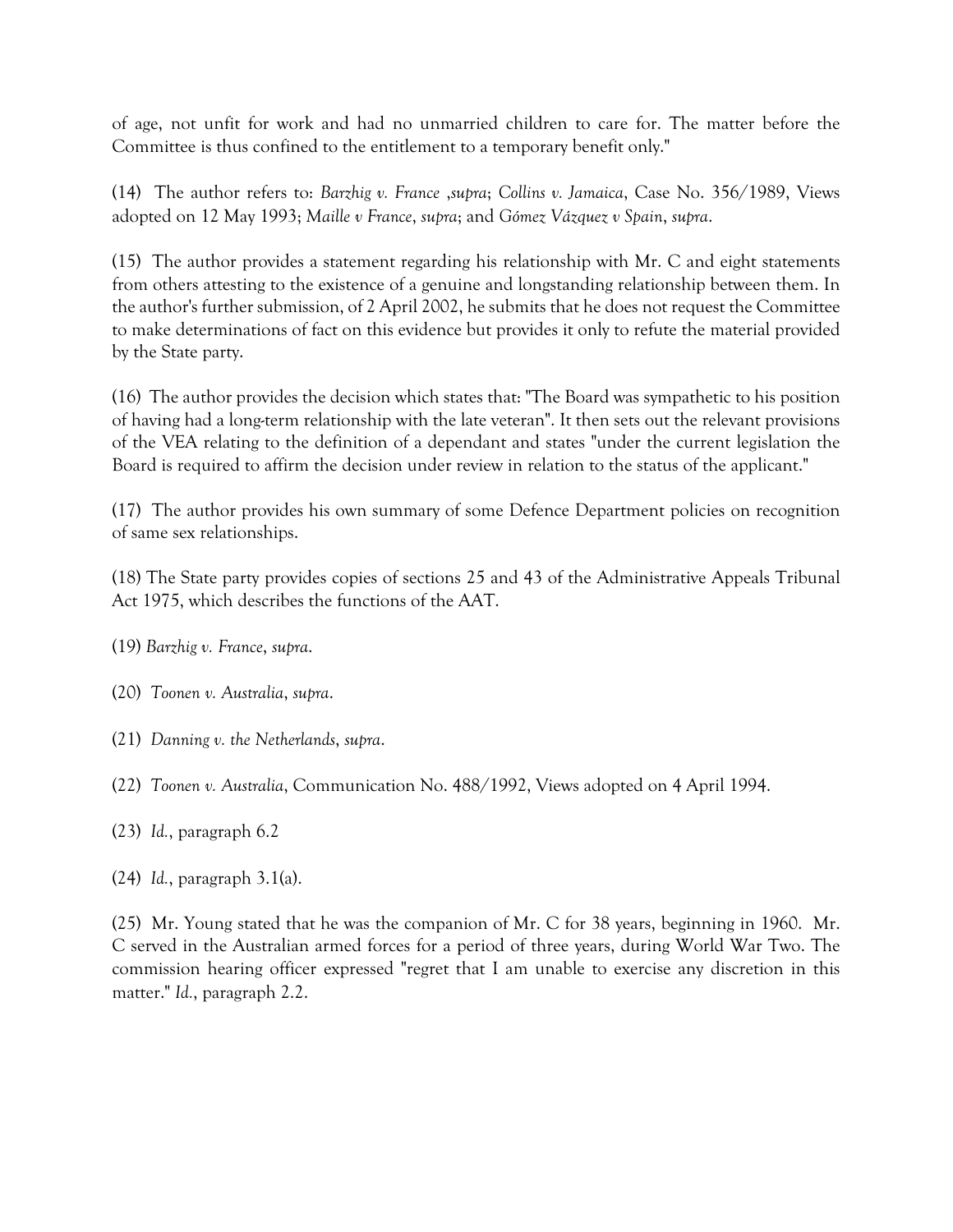of age, not unfit for work and had no unmarried children to care for. The matter before the Committee is thus confined to the entitlement to a temporary benefit only."

(14) The author refers to: *Barzhig v. France* ,*supra*; *Collins v. Jamaica*, Case No. 356/1989, Views adopted on 12 May 1993; *Maille v France*, *supra*; and *Gómez Vázquez v Spain*, *supra*.

(15) The author provides a statement regarding his relationship with Mr. C and eight statements from others attesting to the existence of a genuine and longstanding relationship between them. In the author's further submission, of 2 April 2002, he submits that he does not request the Committee to make determinations of fact on this evidence but provides it only to refute the material provided by the State party.

(16) The author provides the decision which states that: "The Board was sympathetic to his position of having had a long-term relationship with the late veteran". It then sets out the relevant provisions of the VEA relating to the definition of a dependant and states "under the current legislation the Board is required to affirm the decision under review in relation to the status of the applicant."

(17) The author provides his own summary of some Defence Department policies on recognition of same sex relationships.

(18) The State party provides copies of sections 25 and 43 of the Administrative Appeals Tribunal Act 1975, which describes the functions of the AAT.

(19) *Barzhig v. France*, *supra*.

(20) *Toonen v. Australia*, *supra*.

(21) *Danning v. the Netherlands*, *supra*.

(22) *Toonen v. Australia*, Communication No. 488/1992, Views adopted on 4 April 1994.

(23) *Id.*, paragraph 6.2

(24) *Id.*, paragraph 3.1(a).

(25) Mr. Young stated that he was the companion of Mr. C for 38 years, beginning in 1960. Mr. C served in the Australian armed forces for a period of three years, during World War Two. The commission hearing officer expressed "regret that I am unable to exercise any discretion in this matter." *Id.*, paragraph 2.2.